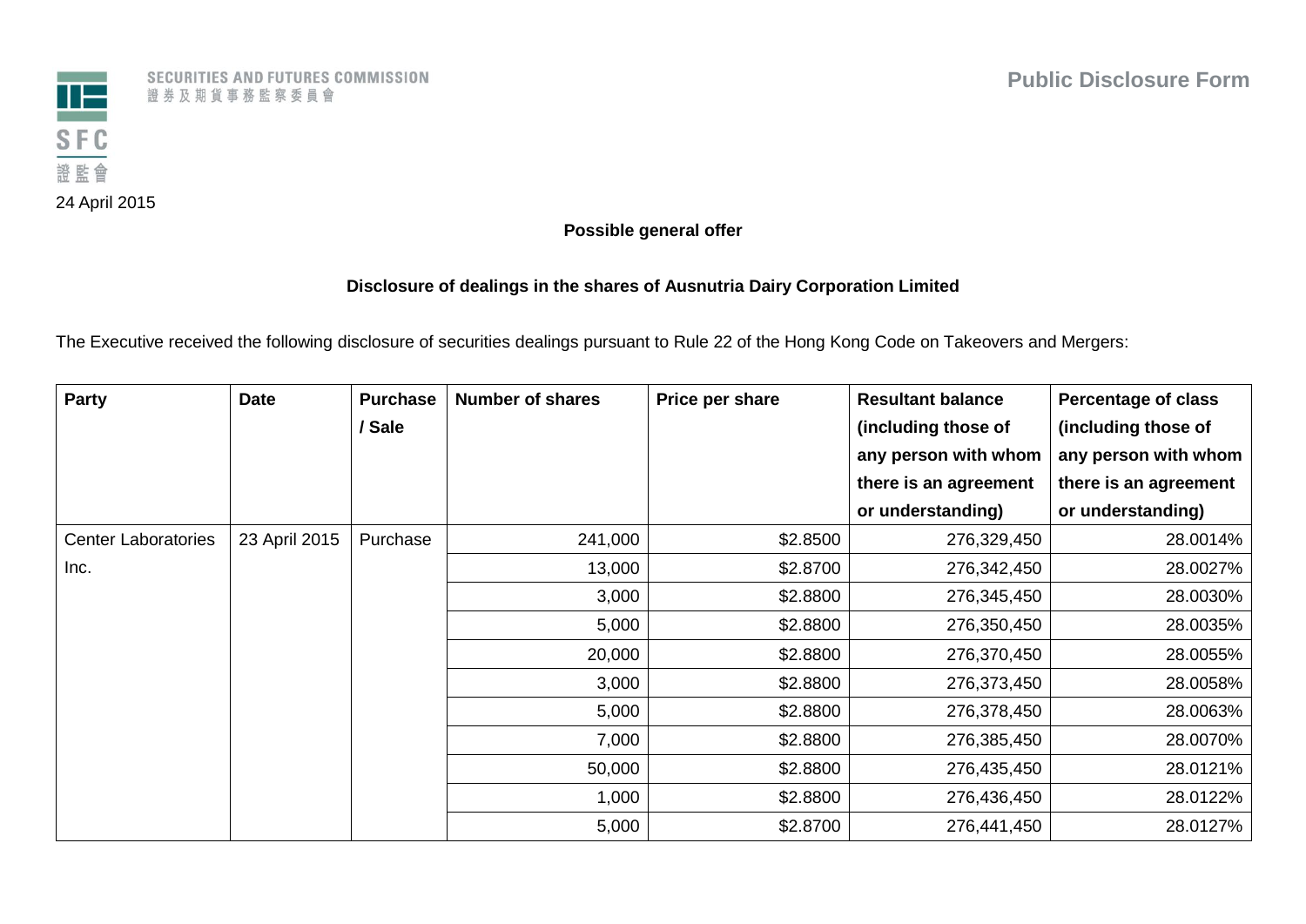SECURITIES AND FUTURES COMMISSION
證券及期貨事務監察委員會

SFC
證監會

**Public Disclosure Form**

24 April 2015

**Possible general offer**

**Disclosure of dealings in the shares of Ausnutria Dairy Corporation Limited**

The Executive received the following disclosure of securities dealings pursuant to Rule 22 of the Hong Kong Code on Takeovers and Mergers:

| Party | Date | Purchase / Sale | Number of shares | Price per share | Resultant balance (including those of any person with whom there is an agreement or understanding) | Percentage of class (including those of any person with whom there is an agreement or understanding) |
|---|---|---|---|---|---|---|
| Center Laboratories Inc. | 23 April 2015 | Purchase | 241,000 | $2.8500 | 276,329,450 | 28.0014% |
| | | | 13,000 | $2.8700 | 276,342,450 | 28.0027% |
| | | | 3,000 | $2.8800 | 276,345,450 | 28.0030% |
| | | | 5,000 | $2.8800 | 276,350,450 | 28.0035% |
| | | | 20,000 | $2.8800 | 276,370,450 | 28.0055% |
| | | | 3,000 | $2.8800 | 276,373,450 | 28.0058% |
| | | | 5,000 | $2.8800 | 276,378,450 | 28.0063% |
| | | | 7,000 | $2.8800 | 276,385,450 | 28.0070% |
| | | | 50,000 | $2.8800 | 276,435,450 | 28.0121% |
| | | | 1,000 | $2.8800 | 276,436,450 | 28.0122% |
| | | | 5,000 | $2.8700 | 276,441,450 | 28.0127% |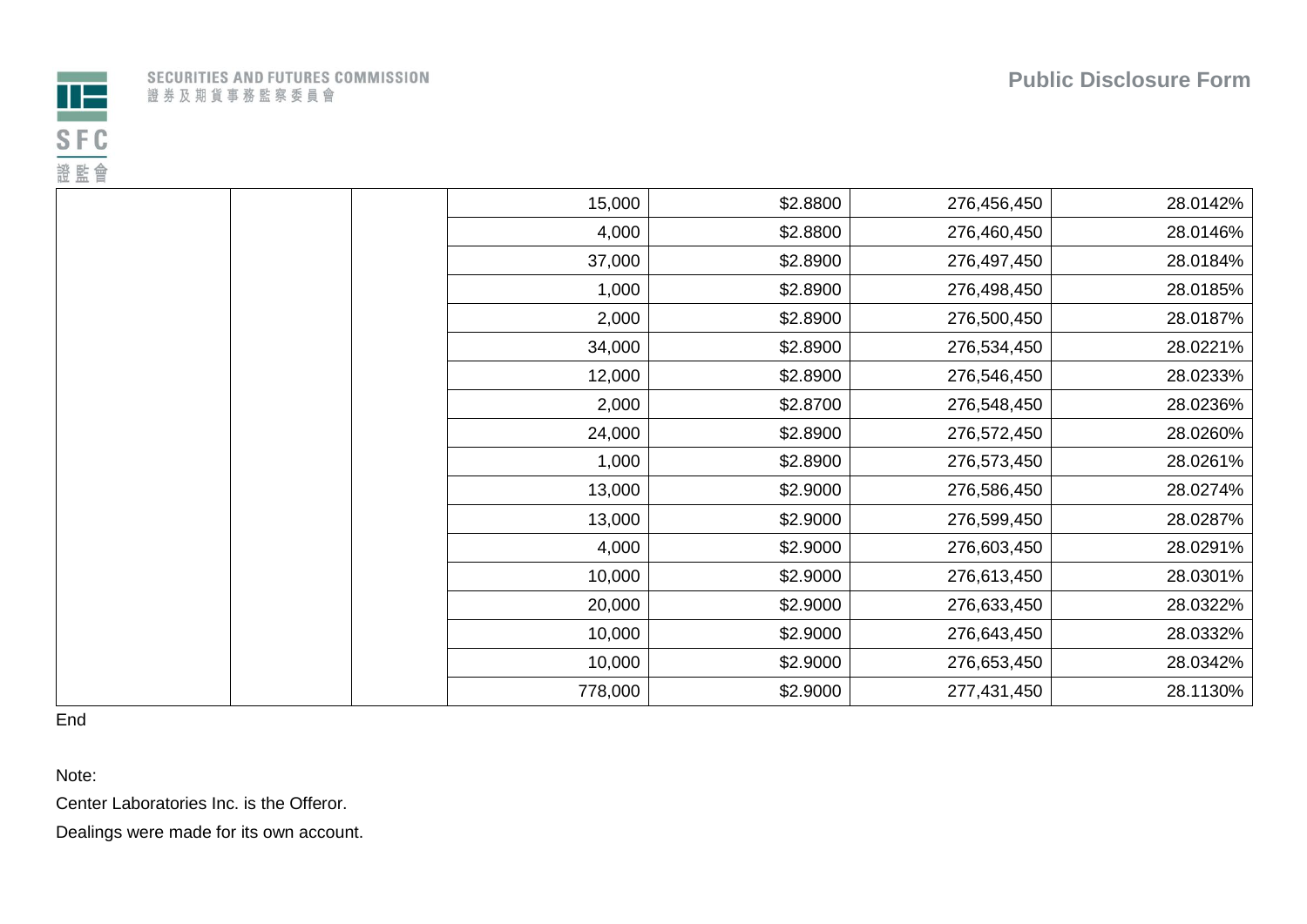| | | | | | | |
|---|---|---|---|---|---|---|
| | | | 15,000 | $2.8800 | 276,456,450 | 28.0142% |
| | | | 4,000 | $2.8800 | 276,460,450 | 28.0146% |
| | | | 37,000 | $2.8900 | 276,497,450 | 28.0184% |
| | | | 1,000 | $2.8900 | 276,498,450 | 28.0185% |
| | | | 2,000 | $2.8900 | 276,500,450 | 28.0187% |
| | | | 34,000 | $2.8900 | 276,534,450 | 28.0221% |
| | | | 12,000 | $2.8900 | 276,546,450 | 28.0233% |
| | | | 2,000 | $2.8700 | 276,548,450 | 28.0236% |
| | | | 24,000 | $2.8900 | 276,572,450 | 28.0260% |
| | | | 1,000 | $2.8900 | 276,573,450 | 28.0261% |
| | | | 13,000 | $2.9000 | 276,586,450 | 28.0274% |
| | | | 13,000 | $2.9000 | 276,599,450 | 28.0287% |
| | | | 4,000 | $2.9000 | 276,603,450 | 28.0291% |
| | | | 10,000 | $2.9000 | 276,613,450 | 28.0301% |
| | | | 20,000 | $2.9000 | 276,633,450 | 28.0322% |
| | | | 10,000 | $2.9000 | 276,643,450 | 28.0332% |
| | | | 10,000 | $2.9000 | 276,653,450 | 28.0342% |
| | | | 778,000 | $2.9000 | 277,431,450 | 28.1130% |

End

Note:

Center Laboratories Inc. is the Offeror.

Dealings were made for its own account.